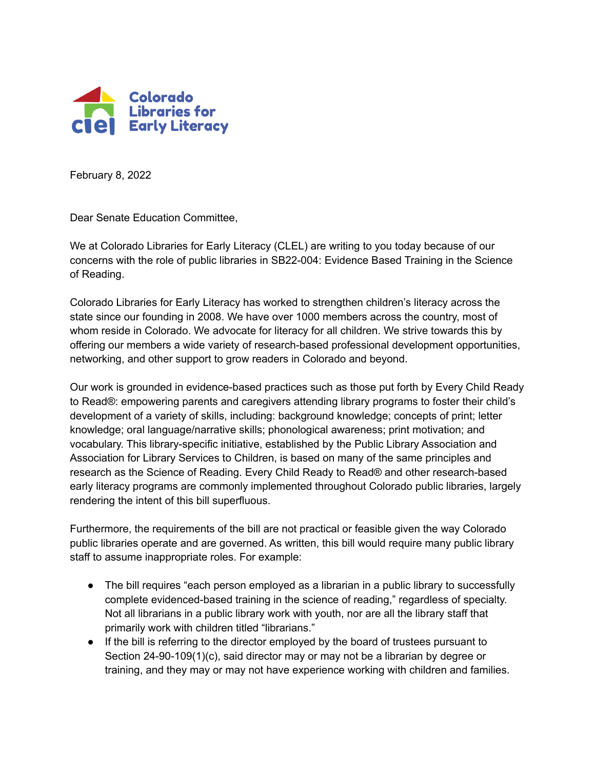Colorado Libraries for Early Literacy

February 8, 2022

Dear Senate Education Committee,

We at Colorado Libraries for Early Literacy (CLEL) are writing to you today because of our concerns with the role of public libraries in SB22-004: Evidence Based Training in the Science of Reading.

Colorado Libraries for Early Literacy has worked to strengthen children's literacy across the state since our founding in 2008. We have over 1000 members across the country, most of whom reside in Colorado. We advocate for literacy for all children. We strive towards this by offering our members a wide variety of research-based professional development opportunities, networking, and other support to grow readers in Colorado and beyond.

Our work is grounded in evidence-based practices such as those put forth by Every Child Ready to Read®: empowering parents and caregivers attending library programs to foster their child's development of a variety of skills, including: background knowledge; concepts of print; letter knowledge; oral language/narrative skills; phonological awareness; print motivation; and vocabulary. This library-specific initiative, established by the Public Library Association and Association for Library Services to Children, is based on many of the same principles and research as the Science of Reading. Every Child Ready to Read® and other research-based early literacy programs are commonly implemented throughout Colorado public libraries, largely rendering the intent of this bill superfluous.

Furthermore, the requirements of the bill are not practical or feasible given the way Colorado public libraries operate and are governed. As written, this bill would require many public library staff to assume inappropriate roles. For example:

- The bill requires "each person employed as a librarian in a public library to successfully complete evidenced-based training in the science of reading," regardless of specialty. Not all librarians in a public library work with youth, nor are all the library staff that primarily work with children titled "librarians."
- If the bill is referring to the director employed by the board of trustees pursuant to Section 24-90-109(1)(c), said director may or may not be a librarian by degree or training, and they may or may not have experience working with children and families.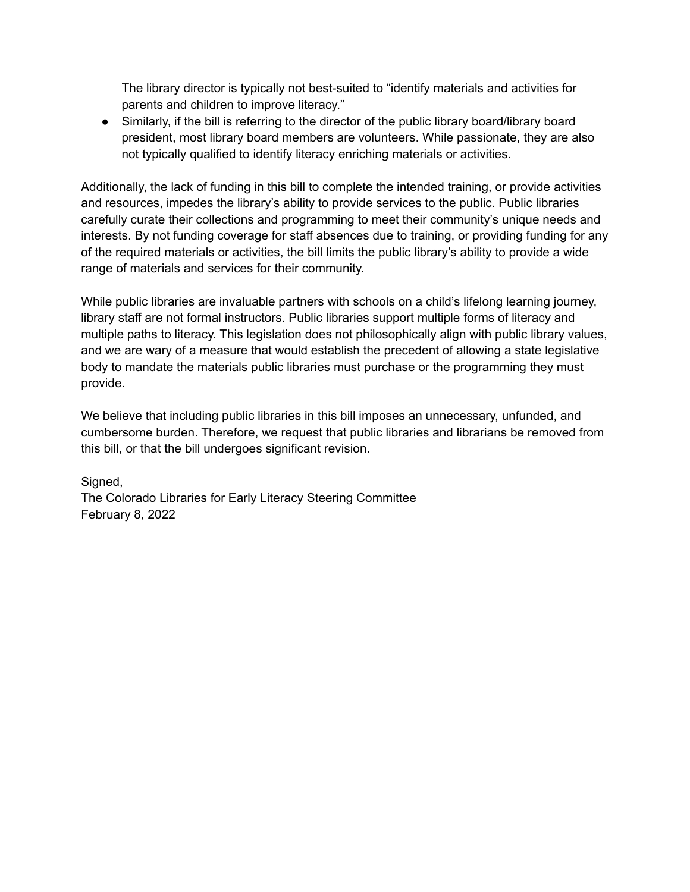The library director is typically not best-suited to "identify materials and activities for parents and children to improve literacy."

- Similarly, if the bill is referring to the director of the public library board/library board president, most library board members are volunteers. While passionate, they are also not typically qualified to identify literacy enriching materials or activities.

Additionally, the lack of funding in this bill to complete the intended training, or provide activities and resources, impedes the library's ability to provide services to the public. Public libraries carefully curate their collections and programming to meet their community's unique needs and interests. By not funding coverage for staff absences due to training, or providing funding for any of the required materials or activities, the bill limits the public library's ability to provide a wide range of materials and services for their community.

While public libraries are invaluable partners with schools on a child's lifelong learning journey, library staff are not formal instructors. Public libraries support multiple forms of literacy and multiple paths to literacy. This legislation does not philosophically align with public library values, and we are wary of a measure that would establish the precedent of allowing a state legislative body to mandate the materials public libraries must purchase or the programming they must provide.

We believe that including public libraries in this bill imposes an unnecessary, unfunded, and cumbersome burden. Therefore, we request that public libraries and librarians be removed from this bill, or that the bill undergoes significant revision.

Signed,
The Colorado Libraries for Early Literacy Steering Committee
February 8, 2022